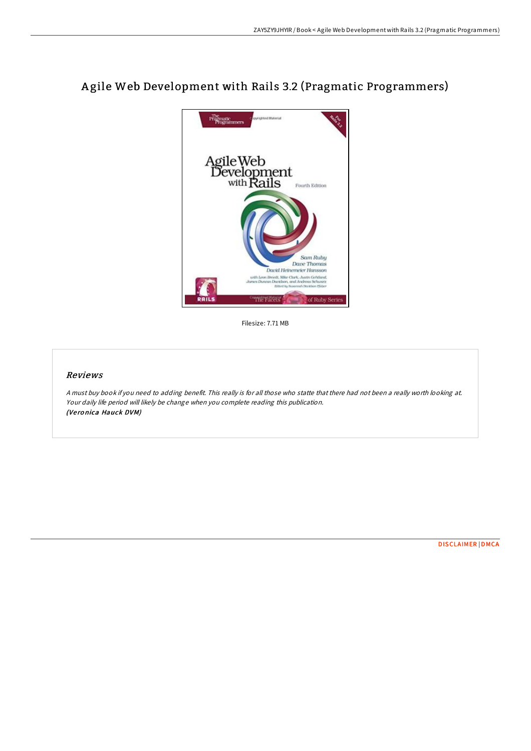# Agile Web Development with Rails 3.2 (Pragmatic Programmers)

Filesize: 7.71 MB

## *Reviews*

*A must buy book if you need to adding benefit. This really is for all those who statte that there had not been a really worth looking at. Your daily life period will likely be change when you complete reading this publication.*
***(Veronica Hauck DVM)***

DISCLAIMER | DMCA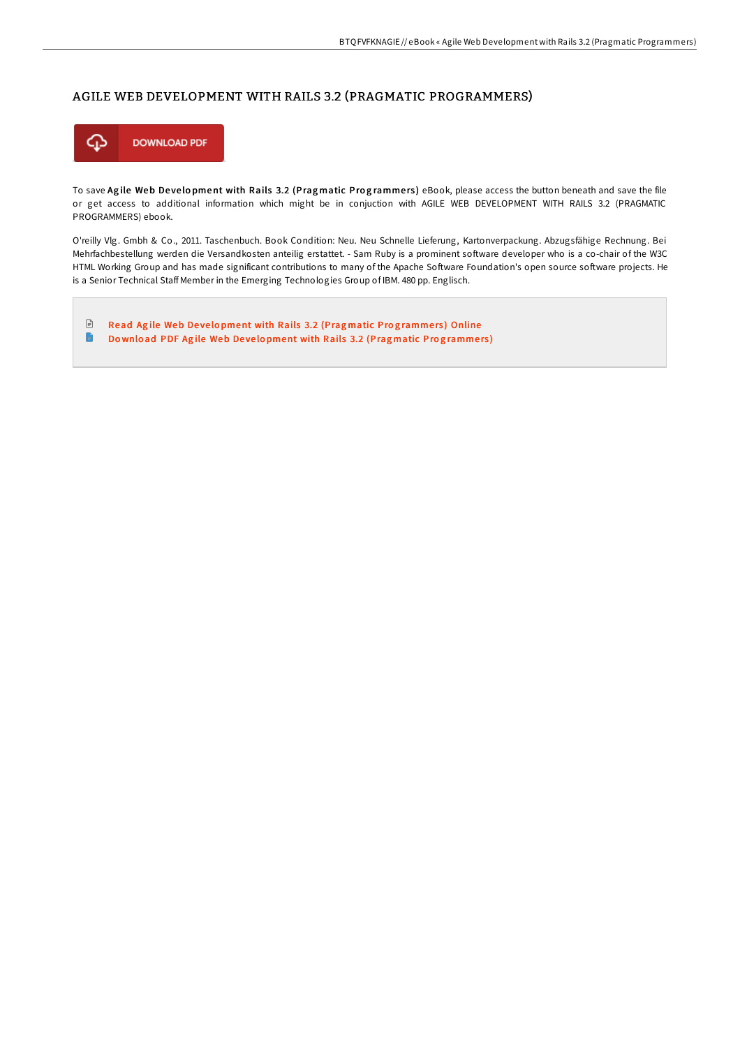# AGILE WEB DEVELOPMENT WITH RAILS 3.2 (PRAGMATIC PROGRAMMERS)

DOWNLOAD PDF

To save **Agile Web Development with Rails 3.2 (Pragmatic Programmers)** eBook, please access the button beneath and save the file or get access to additional information which might be in conjuction with AGILE WEB DEVELOPMENT WITH RAILS 3.2 (PRAGMATIC PROGRAMMERS) ebook.

O'reilly Vlg. Gmbh & Co., 2011. Taschenbuch. Book Condition: Neu. Neu Schnelle Lieferung, Kartonverpackung. Abzugsfähige Rechnung. Bei Mehrfachbestellung werden die Versandkosten anteilig erstattet. - Sam Ruby is a prominent software developer who is a co-chair of the W3C HTML Working Group and has made significant contributions to many of the Apache Software Foundation's open source software projects. He is a Senior Technical Staff Member in the Emerging Technologies Group of IBM. 480 pp. Englisch.

- Read Agile Web Development with Rails 3.2 (Pragmatic Programmers) Online
- Download PDF Agile Web Development with Rails 3.2 (Pragmatic Programmers)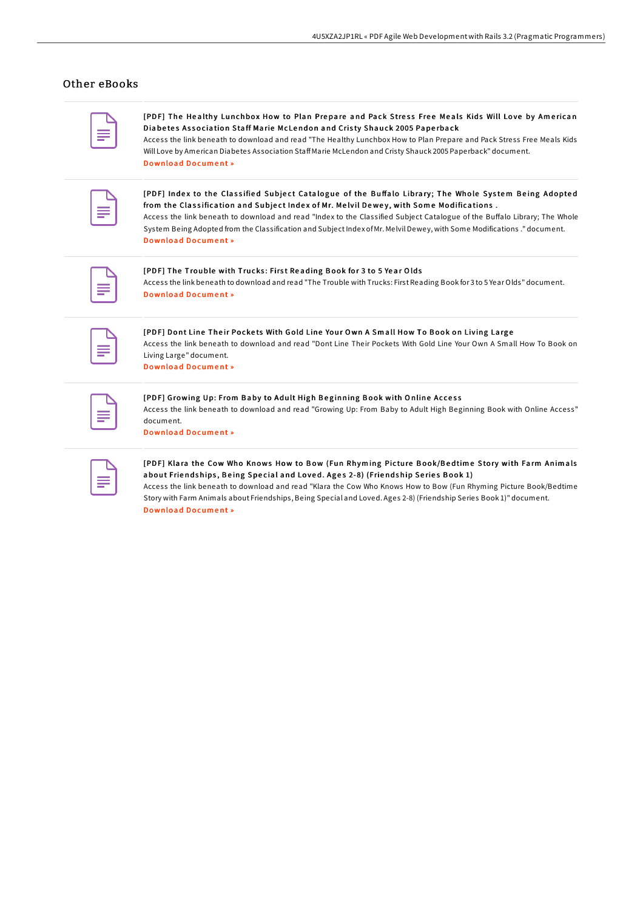## Other eBooks

**[PDF] The Healthy Lunchbox How to Plan Prepare and Pack Stress Free Meals Kids Will Love by American Diabetes Association Staff Marie McLendon and Cristy Shauck 2005 Paperback**

Access the link beneath to download and read "The Healthy Lunchbox How to Plan Prepare and Pack Stress Free Meals Kids Will Love by American Diabetes Association Staff Marie McLendon and Cristy Shauck 2005 Paperback" document.

Download Document »

**[PDF] Index to the Classified Subject Catalogue of the Buffalo Library; The Whole System Being Adopted from the Classification and Subject Index of Mr. Melvil Dewey, with Some Modifications .**

Access the link beneath to download and read "Index to the Classified Subject Catalogue of the Buffalo Library; The Whole System Being Adopted from the Classification and Subject Index of Mr. Melvil Dewey, with Some Modifications ." document.

Download Document »

**[PDF] The Trouble with Trucks: First Reading Book for 3 to 5 Year Olds**

Access the link beneath to download and read "The Trouble with Trucks: First Reading Book for 3 to 5 Year Olds" document.

Download Document »

**[PDF] Dont Line Their Pockets With Gold Line Your Own A Small How To Book on Living Large**

Access the link beneath to download and read "Dont Line Their Pockets With Gold Line Your Own A Small How To Book on Living Large" document.

Download Document »

**[PDF] Growing Up: From Baby to Adult High Beginning Book with Online Access**

Access the link beneath to download and read "Growing Up: From Baby to Adult High Beginning Book with Online Access" document.

Download Document »

**[PDF] Klara the Cow Who Knows How to Bow (Fun Rhyming Picture Book/Bedtime Story with Farm Animals about Friendships, Being Special and Loved. Ages 2-8) (Friendship Series Book 1)**

Access the link beneath to download and read "Klara the Cow Who Knows How to Bow (Fun Rhyming Picture Book/Bedtime Story with Farm Animals about Friendships, Being Special and Loved. Ages 2-8) (Friendship Series Book 1)" document.

Download Document »